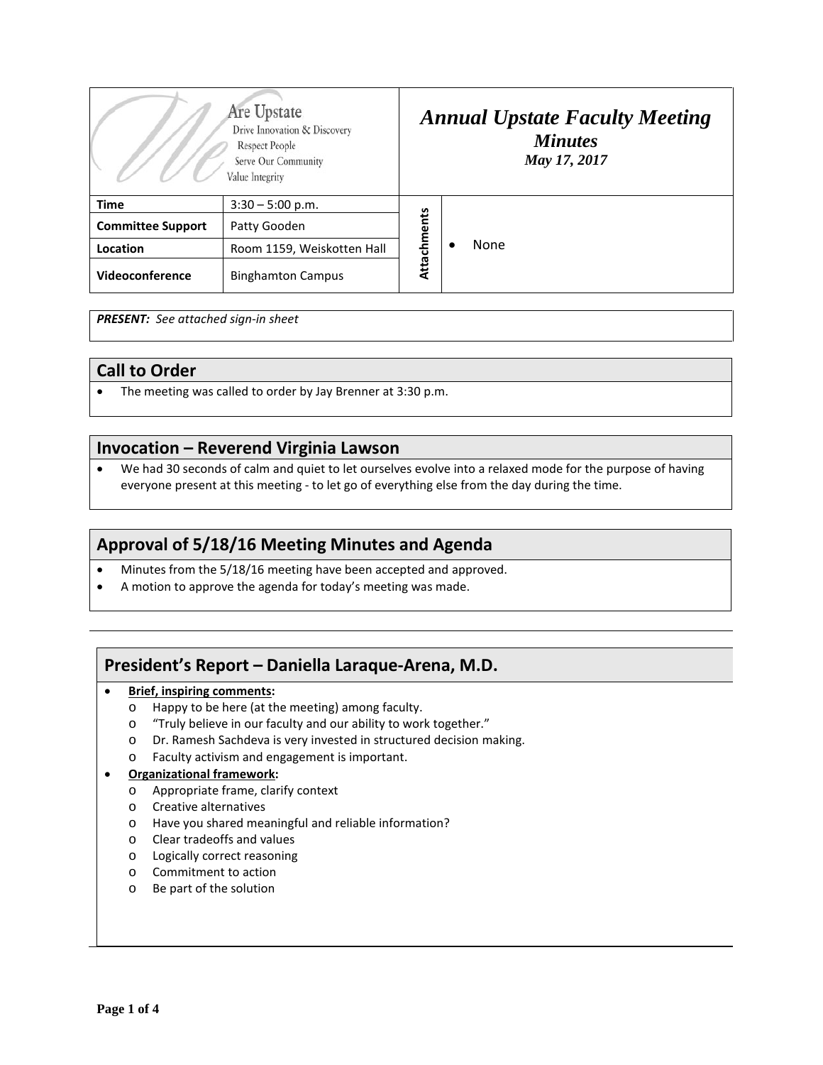| We Are Upstate<br>Drive Innovation & Discovery<br>Respect People<br>Serve Our Community<br>Value Integrity | | ***Annual Upstate Faculty Meeting***<br>***Minutes***<br>***May 17, 2017*** | |
|---|---|---|---|
| **Time** | 3:30 – 5:00 p.m. | **Attachments** | • None |
| **Committee Support** | Patty Gooden | | |
| **Location** | Room 1159, Weiskotten Hall | | |
| **Videoconference** | Binghamton Campus | | |

***PRESENT:*** *See attached sign-in sheet*

## Call to Order

- The meeting was called to order by Jay Brenner at 3:30 p.m.

## Invocation – Reverend Virginia Lawson

- We had 30 seconds of calm and quiet to let ourselves evolve into a relaxed mode for the purpose of having everyone present at this meeting - to let go of everything else from the day during the time.

## Approval of 5/18/16 Meeting Minutes and Agenda

- Minutes from the 5/18/16 meeting have been accepted and approved.
- A motion to approve the agenda for today's meeting was made.

## President's Report – Daniella Laraque-Arena, M.D.

- **Brief, inspiring comments:**
  - Happy to be here (at the meeting) among faculty.
  - "Truly believe in our faculty and our ability to work together."
  - Dr. Ramesh Sachdeva is very invested in structured decision making.
  - Faculty activism and engagement is important.
- **Organizational framework:**
  - Appropriate frame, clarify context
  - Creative alternatives
  - Have you shared meaningful and reliable information?
  - Clear tradeoffs and values
  - Logically correct reasoning
  - Commitment to action
  - Be part of the solution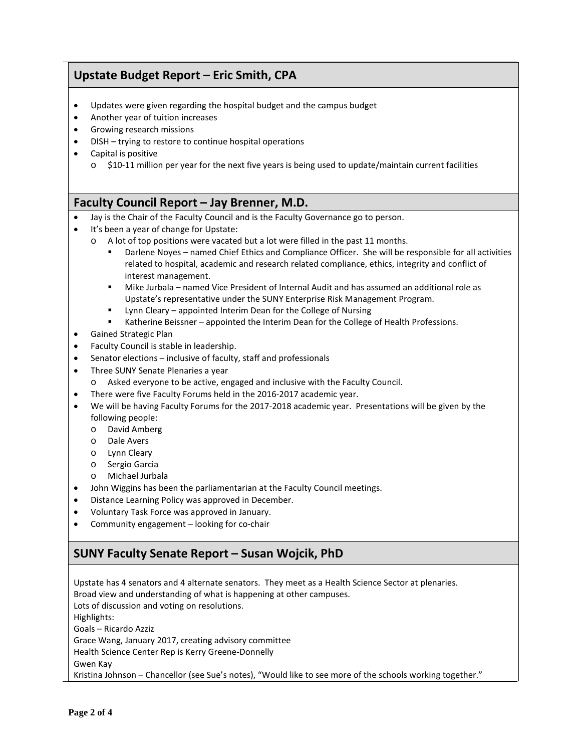## Upstate Budget Report – Eric Smith, CPA

- Updates were given regarding the hospital budget and the campus budget
- Another year of tuition increases
- Growing research missions
- DISH – trying to restore to continue hospital operations
- Capital is positive
  - $10-11 million per year for the next five years is being used to update/maintain current facilities

## Faculty Council Report – Jay Brenner, M.D.

- Jay is the Chair of the Faculty Council and is the Faculty Governance go to person.
- It's been a year of change for Upstate:
  - A lot of top positions were vacated but a lot were filled in the past 11 months.
    - Darlene Noyes – named Chief Ethics and Compliance Officer. She will be responsible for all activities related to hospital, academic and research related compliance, ethics, integrity and conflict of interest management.
    - Mike Jurbala – named Vice President of Internal Audit and has assumed an additional role as Upstate's representative under the SUNY Enterprise Risk Management Program.
    - Lynn Cleary – appointed Interim Dean for the College of Nursing
    - Katherine Beissner – appointed the Interim Dean for the College of Health Professions.
- Gained Strategic Plan
- Faculty Council is stable in leadership.
- Senator elections – inclusive of faculty, staff and professionals
- Three SUNY Senate Plenaries a year
  - Asked everyone to be active, engaged and inclusive with the Faculty Council.
- There were five Faculty Forums held in the 2016-2017 academic year.
- We will be having Faculty Forums for the 2017-2018 academic year. Presentations will be given by the following people:
  - David Amberg
  - Dale Avers
  - Lynn Cleary
  - Sergio Garcia
  - Michael Jurbala
- John Wiggins has been the parliamentarian at the Faculty Council meetings.
- Distance Learning Policy was approved in December.
- Voluntary Task Force was approved in January.
- Community engagement – looking for co-chair

## SUNY Faculty Senate Report – Susan Wojcik, PhD

Upstate has 4 senators and 4 alternate senators. They meet as a Health Science Sector at plenaries.
Broad view and understanding of what is happening at other campuses.
Lots of discussion and voting on resolutions.
Highlights:
Goals – Ricardo Azziz
Grace Wang, January 2017, creating advisory committee
Health Science Center Rep is Kerry Greene-Donnelly
Gwen Kay
Kristina Johnson – Chancellor (see Sue's notes), "Would like to see more of the schools working together."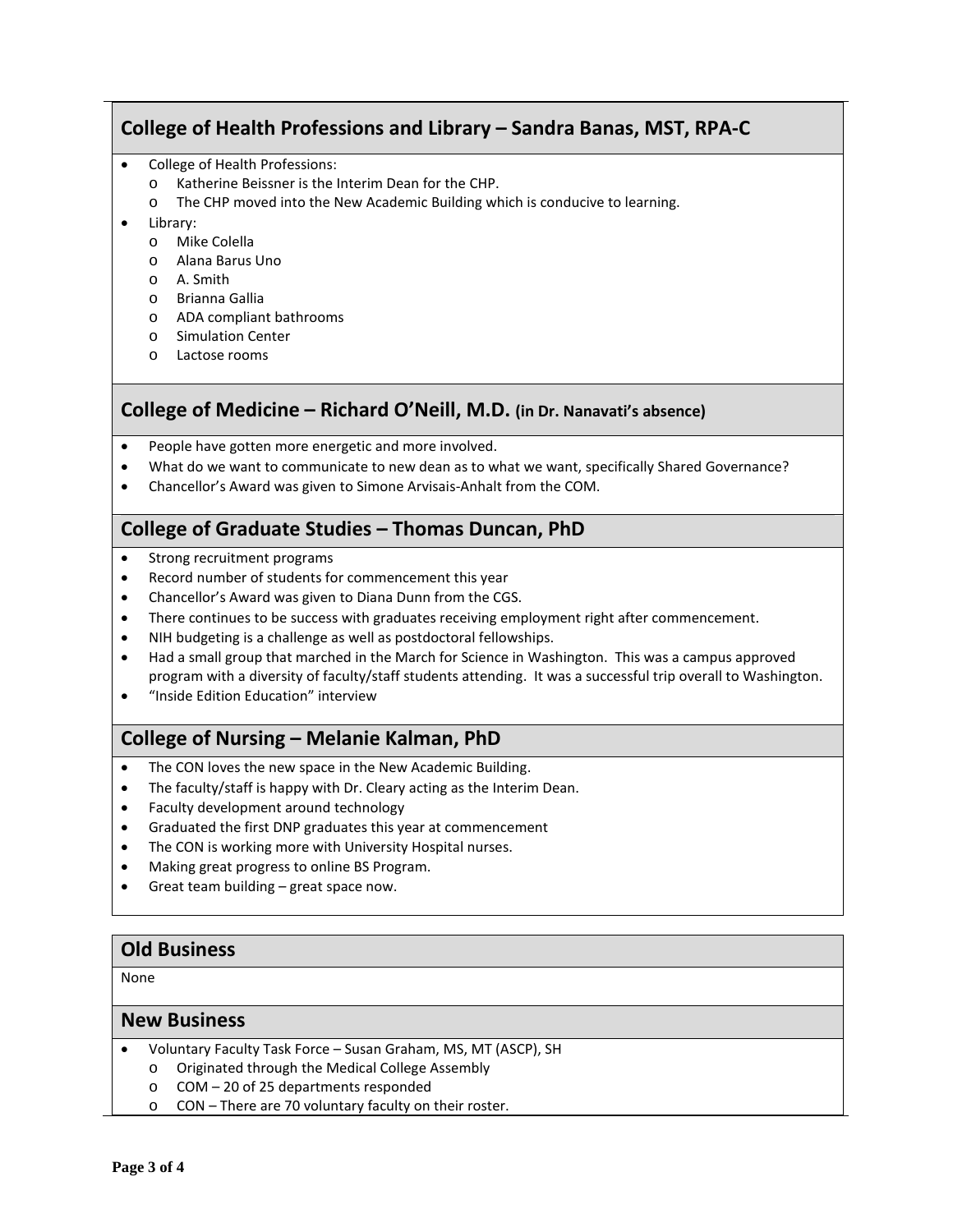## College of Health Professions and Library – Sandra Banas, MST, RPA-C

- College of Health Professions:
  - Katherine Beissner is the Interim Dean for the CHP.
  - The CHP moved into the New Academic Building which is conducive to learning.
- Library:
  - Mike Colella
  - Alana Barus Uno
  - A. Smith
  - Brianna Gallia
  - ADA compliant bathrooms
  - Simulation Center
  - Lactose rooms

## College of Medicine – Richard O'Neill, M.D. (in Dr. Nanavati's absence)

- People have gotten more energetic and more involved.
- What do we want to communicate to new dean as to what we want, specifically Shared Governance?
- Chancellor's Award was given to Simone Arvisais-Anhalt from the COM.

## College of Graduate Studies – Thomas Duncan, PhD

- Strong recruitment programs
- Record number of students for commencement this year
- Chancellor's Award was given to Diana Dunn from the CGS.
- There continues to be success with graduates receiving employment right after commencement.
- NIH budgeting is a challenge as well as postdoctoral fellowships.
- Had a small group that marched in the March for Science in Washington. This was a campus approved program with a diversity of faculty/staff students attending. It was a successful trip overall to Washington.
- "Inside Edition Education" interview

## College of Nursing – Melanie Kalman, PhD

- The CON loves the new space in the New Academic Building.
- The faculty/staff is happy with Dr. Cleary acting as the Interim Dean.
- Faculty development around technology
- Graduated the first DNP graduates this year at commencement
- The CON is working more with University Hospital nurses.
- Making great progress to online BS Program.
- Great team building – great space now.

## Old Business

None

## New Business

- Voluntary Faculty Task Force – Susan Graham, MS, MT (ASCP), SH
  - Originated through the Medical College Assembly
  - COM – 20 of 25 departments responded
  - CON – There are 70 voluntary faculty on their roster.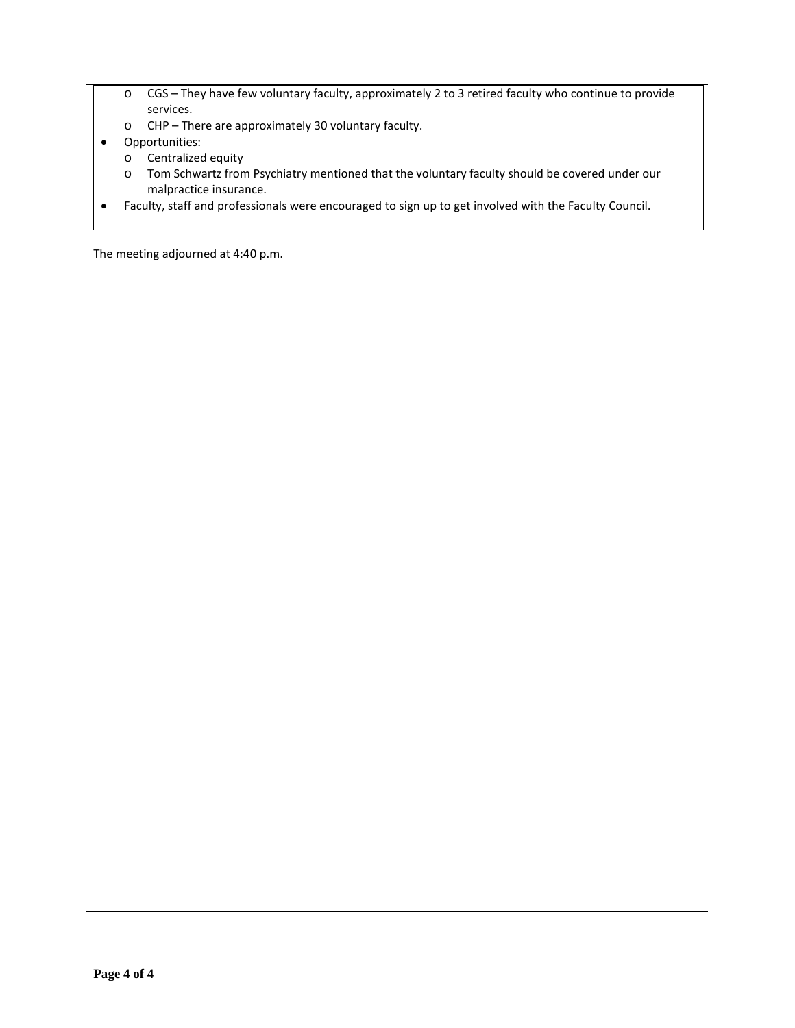- CGS – They have few voluntary faculty, approximately 2 to 3 retired faculty who continue to provide services.
  - CHP – There are approximately 30 voluntary faculty.
- Opportunities:
  - Centralized equity
  - Tom Schwartz from Psychiatry mentioned that the voluntary faculty should be covered under our malpractice insurance.
- Faculty, staff and professionals were encouraged to sign up to get involved with the Faculty Council.

The meeting adjourned at 4:40 p.m.